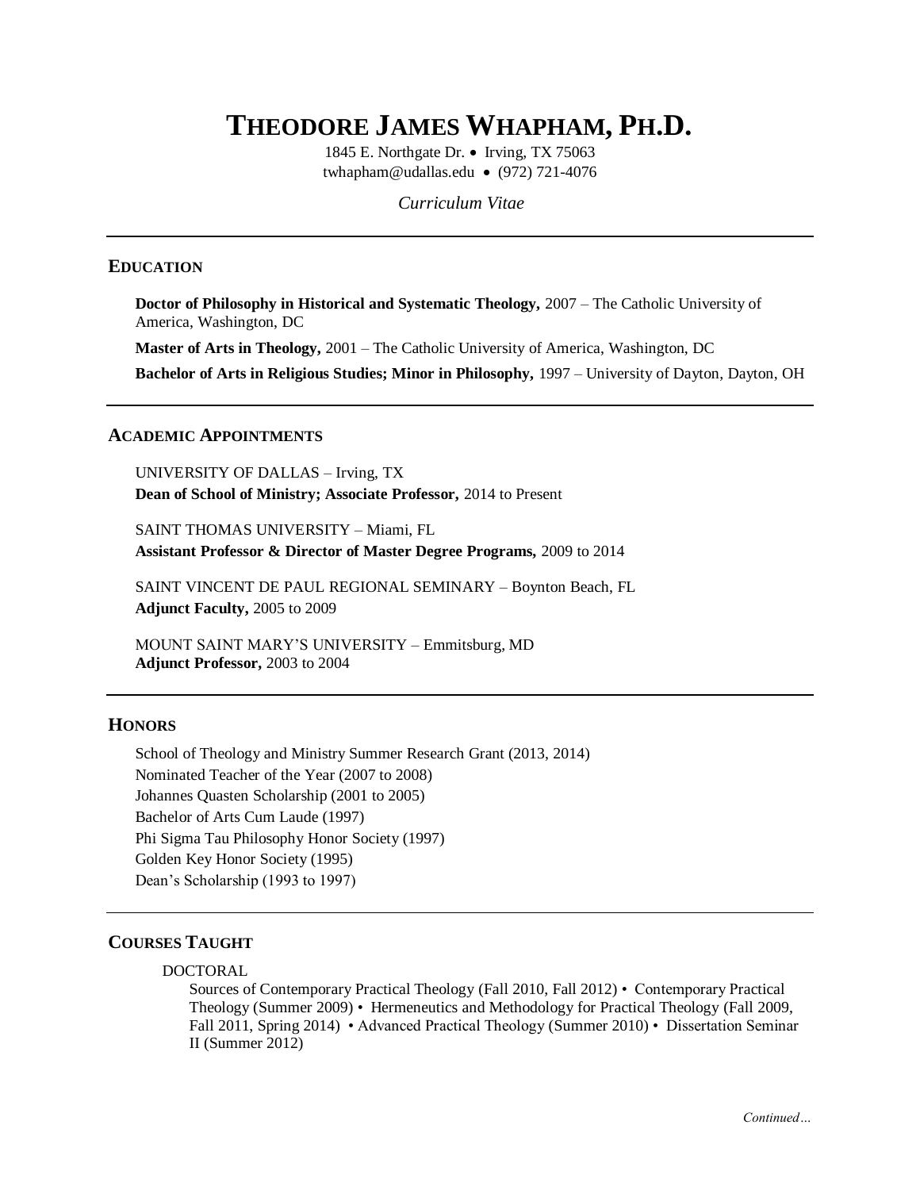# THEODORE JAMES WHAPHAM, PH.D.

1845 E. Northgate Dr. • Irving, TX 75063
twhapham@udallas.edu • (972) 721-4076

*Curriculum Vitae*

---

## EDUCATION

**Doctor of Philosophy in Historical and Systematic Theology,** 2007 – The Catholic University of America, Washington, DC

**Master of Arts in Theology,** 2001 – The Catholic University of America, Washington, DC

**Bachelor of Arts in Religious Studies; Minor in Philosophy,** 1997 – University of Dayton, Dayton, OH

---

## ACADEMIC APPOINTMENTS

UNIVERSITY OF DALLAS – Irving, TX
**Dean of School of Ministry; Associate Professor,** 2014 to Present

SAINT THOMAS UNIVERSITY – Miami, FL
**Assistant Professor & Director of Master Degree Programs,** 2009 to 2014

SAINT VINCENT DE PAUL REGIONAL SEMINARY – Boynton Beach, FL
**Adjunct Faculty,** 2005 to 2009

MOUNT SAINT MARY'S UNIVERSITY – Emmitsburg, MD
**Adjunct Professor,** 2003 to 2004

---

## HONORS

School of Theology and Ministry Summer Research Grant (2013, 2014)
Nominated Teacher of the Year (2007 to 2008)
Johannes Quasten Scholarship (2001 to 2005)
Bachelor of Arts Cum Laude (1997)
Phi Sigma Tau Philosophy Honor Society (1997)
Golden Key Honor Society (1995)
Dean's Scholarship (1993 to 1997)

---

## COURSES TAUGHT

DOCTORAL

Sources of Contemporary Practical Theology (Fall 2010, Fall 2012) • Contemporary Practical Theology (Summer 2009) • Hermeneutics and Methodology for Practical Theology (Fall 2009, Fall 2011, Spring 2014) • Advanced Practical Theology (Summer 2010) • Dissertation Seminar II (Summer 2012)

*Continued…*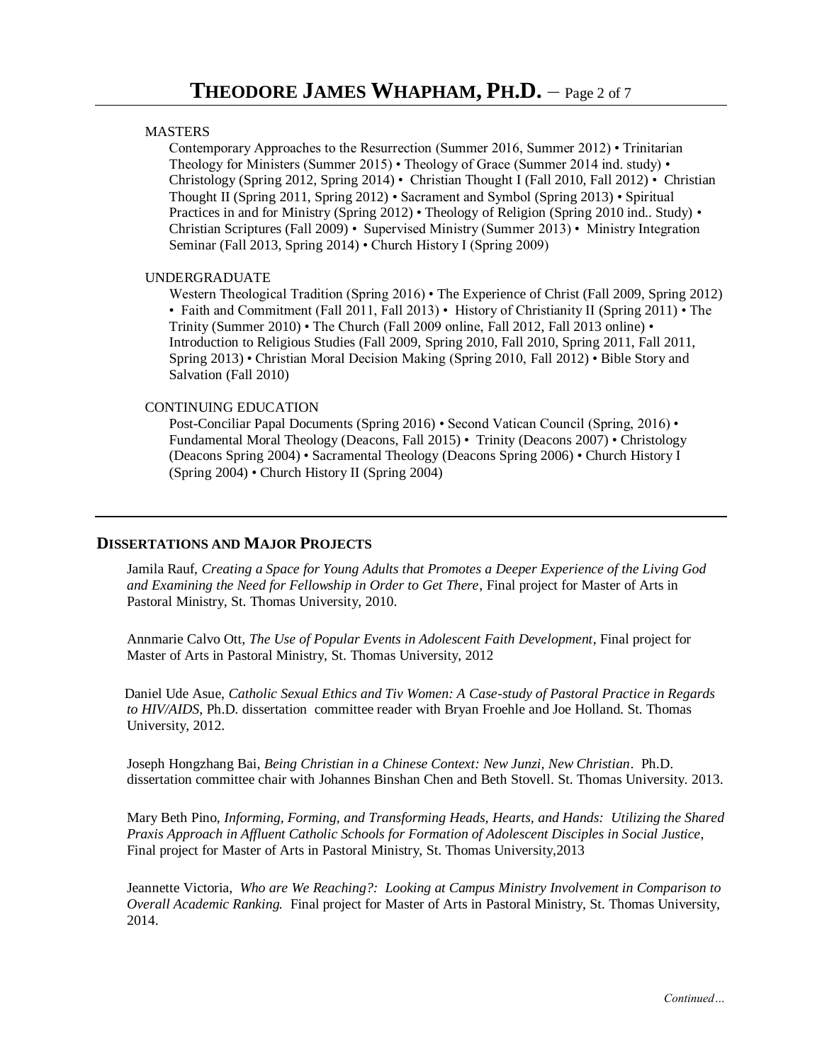MASTERS

Contemporary Approaches to the Resurrection (Summer 2016, Summer 2012) • Trinitarian Theology for Ministers (Summer 2015) • Theology of Grace (Summer 2014 ind. study) • Christology (Spring 2012, Spring 2014) • Christian Thought I (Fall 2010, Fall 2012) • Christian Thought II (Spring 2011, Spring 2012) • Sacrament and Symbol (Spring 2013) • Spiritual Practices in and for Ministry (Spring 2012) • Theology of Religion (Spring 2010 ind.. Study) • Christian Scriptures (Fall 2009) • Supervised Ministry (Summer 2013) • Ministry Integration Seminar (Fall 2013, Spring 2014) • Church History I (Spring 2009)

UNDERGRADUATE

Western Theological Tradition (Spring 2016) • The Experience of Christ (Fall 2009, Spring 2012) • Faith and Commitment (Fall 2011, Fall 2013) • History of Christianity II (Spring 2011) • The Trinity (Summer 2010) • The Church (Fall 2009 online, Fall 2012, Fall 2013 online) • Introduction to Religious Studies (Fall 2009, Spring 2010, Fall 2010, Spring 2011, Fall 2011, Spring 2013) • Christian Moral Decision Making (Spring 2010, Fall 2012) • Bible Story and Salvation (Fall 2010)

CONTINUING EDUCATION

Post-Conciliar Papal Documents (Spring 2016) • Second Vatican Council (Spring, 2016) • Fundamental Moral Theology (Deacons, Fall 2015) • Trinity (Deacons 2007) • Christology (Deacons Spring 2004) • Sacramental Theology (Deacons Spring 2006) • Church History I (Spring 2004) • Church History II (Spring 2004)

---

## DISSERTATIONS AND MAJOR PROJECTS

Jamila Rauf, *Creating a Space for Young Adults that Promotes a Deeper Experience of the Living God and Examining the Need for Fellowship in Order to Get There*, Final project for Master of Arts in Pastoral Ministry, St. Thomas University, 2010.

Annmarie Calvo Ott, *The Use of Popular Events in Adolescent Faith Development*, Final project for Master of Arts in Pastoral Ministry, St. Thomas University, 2012

Daniel Ude Asue, *Catholic Sexual Ethics and Tiv Women: A Case-study of Pastoral Practice in Regards to HIV/AIDS*, Ph.D. dissertation committee reader with Bryan Froehle and Joe Holland. St. Thomas University, 2012.

Joseph Hongzhang Bai, *Being Christian in a Chinese Context: New Junzi, New Christian*. Ph.D. dissertation committee chair with Johannes Binshan Chen and Beth Stovell. St. Thomas University. 2013.

Mary Beth Pino, *Informing, Forming, and Transforming Heads, Hearts, and Hands: Utilizing the Shared Praxis Approach in Affluent Catholic Schools for Formation of Adolescent Disciples in Social Justice*, Final project for Master of Arts in Pastoral Ministry, St. Thomas University,2013

Jeannette Victoria, *Who are We Reaching?: Looking at Campus Ministry Involvement in Comparison to Overall Academic Ranking.* Final project for Master of Arts in Pastoral Ministry, St. Thomas University, 2014.

*Continued…*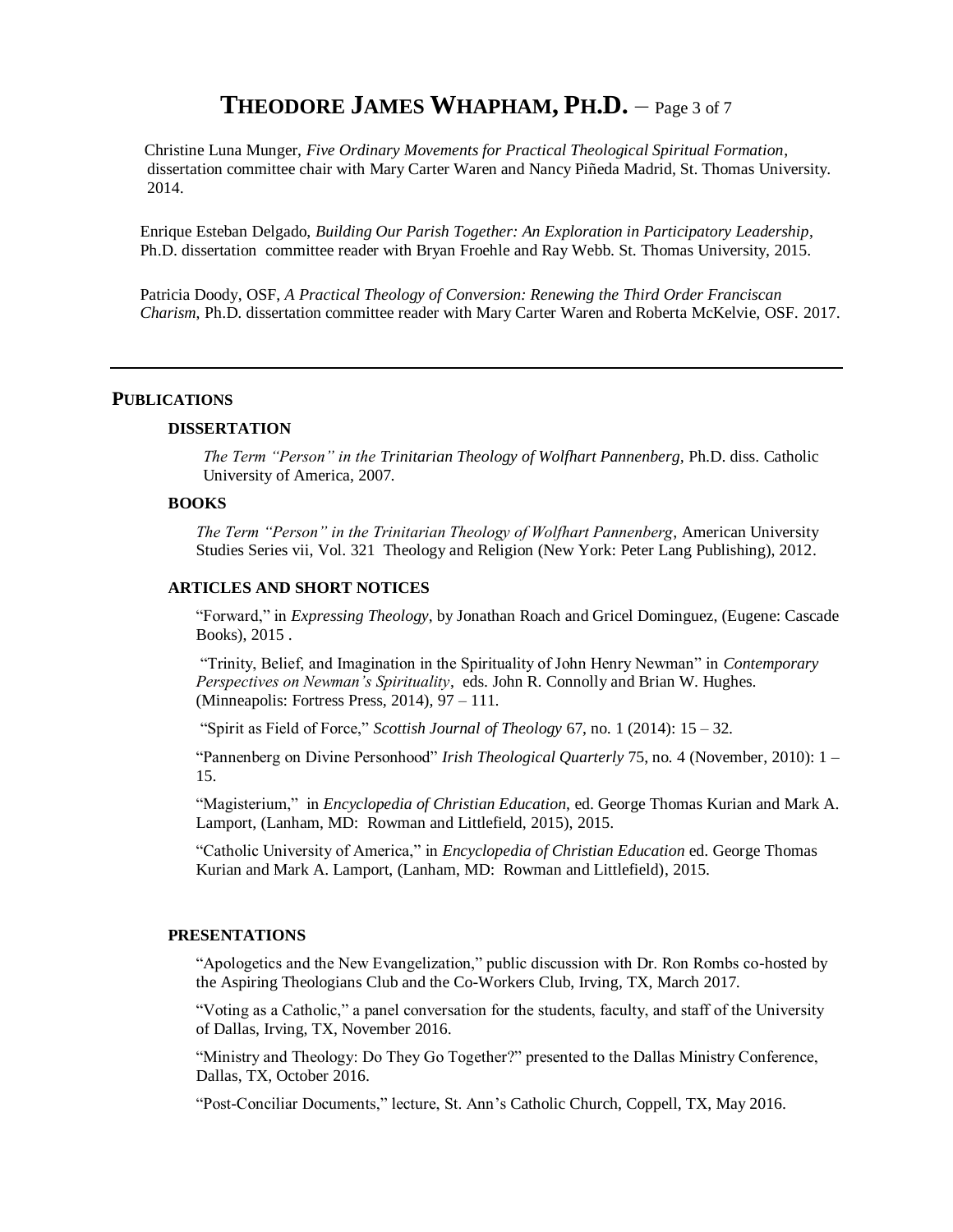Christine Luna Munger, *Five Ordinary Movements for Practical Theological Spiritual Formation*, dissertation committee chair with Mary Carter Waren and Nancy Piñeda Madrid, St. Thomas University. 2014.

Enrique Esteban Delgado, *Building Our Parish Together: An Exploration in Participatory Leadership*, Ph.D. dissertation committee reader with Bryan Froehle and Ray Webb. St. Thomas University, 2015.

Patricia Doody, OSF, *A Practical Theology of Conversion: Renewing the Third Order Franciscan Charism*, Ph.D. dissertation committee reader with Mary Carter Waren and Roberta McKelvie, OSF. 2017.

---

## PUBLICATIONS

### DISSERTATION

*The Term "Person" in the Trinitarian Theology of Wolfhart Pannenberg,* Ph.D. diss. Catholic University of America, 2007.

### BOOKS

*The Term "Person" in the Trinitarian Theology of Wolfhart Pannenberg*, American University Studies Series vii, Vol. 321 Theology and Religion (New York: Peter Lang Publishing), 2012.

### ARTICLES AND SHORT NOTICES

"Forward," in *Expressing Theology*, by Jonathan Roach and Gricel Dominguez, (Eugene: Cascade Books), 2015 .

"Trinity, Belief, and Imagination in the Spirituality of John Henry Newman" in *Contemporary Perspectives on Newman's Spirituality*, eds. John R. Connolly and Brian W. Hughes. (Minneapolis: Fortress Press, 2014), 97 – 111.

"Spirit as Field of Force," *Scottish Journal of Theology* 67, no. 1 (2014): 15 – 32.

"Pannenberg on Divine Personhood" *Irish Theological Quarterly* 75, no. 4 (November, 2010): 1 – 15.

"Magisterium," in *Encyclopedia of Christian Education*, ed. George Thomas Kurian and Mark A. Lamport, (Lanham, MD: Rowman and Littlefield, 2015), 2015.

"Catholic University of America," in *Encyclopedia of Christian Education* ed. George Thomas Kurian and Mark A. Lamport, (Lanham, MD: Rowman and Littlefield), 2015.

### PRESENTATIONS

"Apologetics and the New Evangelization," public discussion with Dr. Ron Rombs co-hosted by the Aspiring Theologians Club and the Co-Workers Club, Irving, TX, March 2017.

"Voting as a Catholic," a panel conversation for the students, faculty, and staff of the University of Dallas, Irving, TX, November 2016.

"Ministry and Theology: Do They Go Together?" presented to the Dallas Ministry Conference, Dallas, TX, October 2016.

"Post-Conciliar Documents," lecture, St. Ann's Catholic Church, Coppell, TX, May 2016.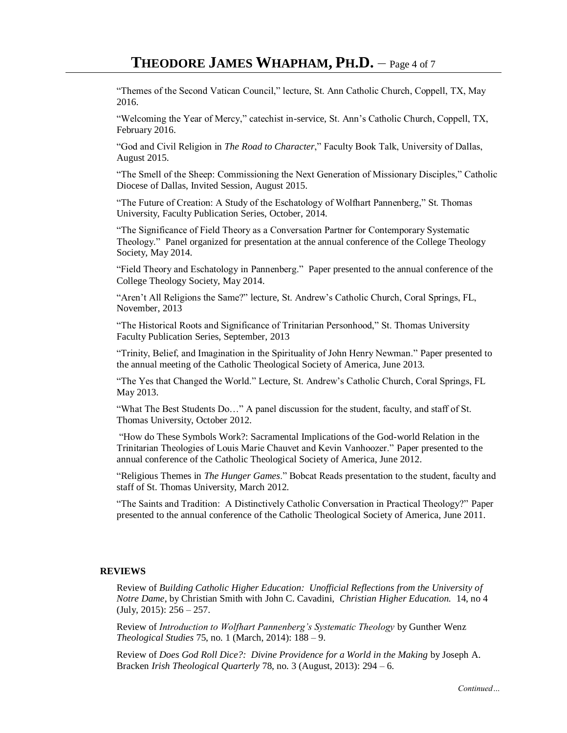"Themes of the Second Vatican Council," lecture, St. Ann Catholic Church, Coppell, TX, May 2016.

"Welcoming the Year of Mercy," catechist in-service, St. Ann's Catholic Church, Coppell, TX, February 2016.

"God and Civil Religion in *The Road to Character*," Faculty Book Talk, University of Dallas, August 2015.

"The Smell of the Sheep: Commissioning the Next Generation of Missionary Disciples," Catholic Diocese of Dallas, Invited Session, August 2015.

"The Future of Creation: A Study of the Eschatology of Wolfhart Pannenberg," St. Thomas University, Faculty Publication Series, October, 2014.

"The Significance of Field Theory as a Conversation Partner for Contemporary Systematic Theology." Panel organized for presentation at the annual conference of the College Theology Society, May 2014.

"Field Theory and Eschatology in Pannenberg." Paper presented to the annual conference of the College Theology Society, May 2014.

"Aren't All Religions the Same?" lecture, St. Andrew's Catholic Church, Coral Springs, FL, November, 2013

"The Historical Roots and Significance of Trinitarian Personhood," St. Thomas University Faculty Publication Series, September, 2013

"Trinity, Belief, and Imagination in the Spirituality of John Henry Newman." Paper presented to the annual meeting of the Catholic Theological Society of America, June 2013.

"The Yes that Changed the World." Lecture, St. Andrew's Catholic Church, Coral Springs, FL May 2013.

"What The Best Students Do…" A panel discussion for the student, faculty, and staff of St. Thomas University, October 2012.

"How do These Symbols Work?: Sacramental Implications of the God-world Relation in the Trinitarian Theologies of Louis Marie Chauvet and Kevin Vanhoozer." Paper presented to the annual conference of the Catholic Theological Society of America, June 2012.

"Religious Themes in *The Hunger Games*." Bobcat Reads presentation to the student, faculty and staff of St. Thomas University, March 2012.

"The Saints and Tradition: A Distinctively Catholic Conversation in Practical Theology?" Paper presented to the annual conference of the Catholic Theological Society of America, June 2011.

**REVIEWS**

Review of *Building Catholic Higher Education: Unofficial Reflections from the University of Notre Dame*, by Christian Smith with John C. Cavadini, *Christian Higher Education.* 14, no 4 (July, 2015): 256 – 257.

Review of *Introduction to Wolfhart Pannenberg's Systematic Theology* by Gunther Wenz *Theological Studies* 75, no. 1 (March, 2014): 188 – 9.

Review of *Does God Roll Dice?: Divine Providence for a World in the Making* by Joseph A. Bracken *Irish Theological Quarterly* 78, no. 3 (August, 2013): 294 – 6.

*Continued…*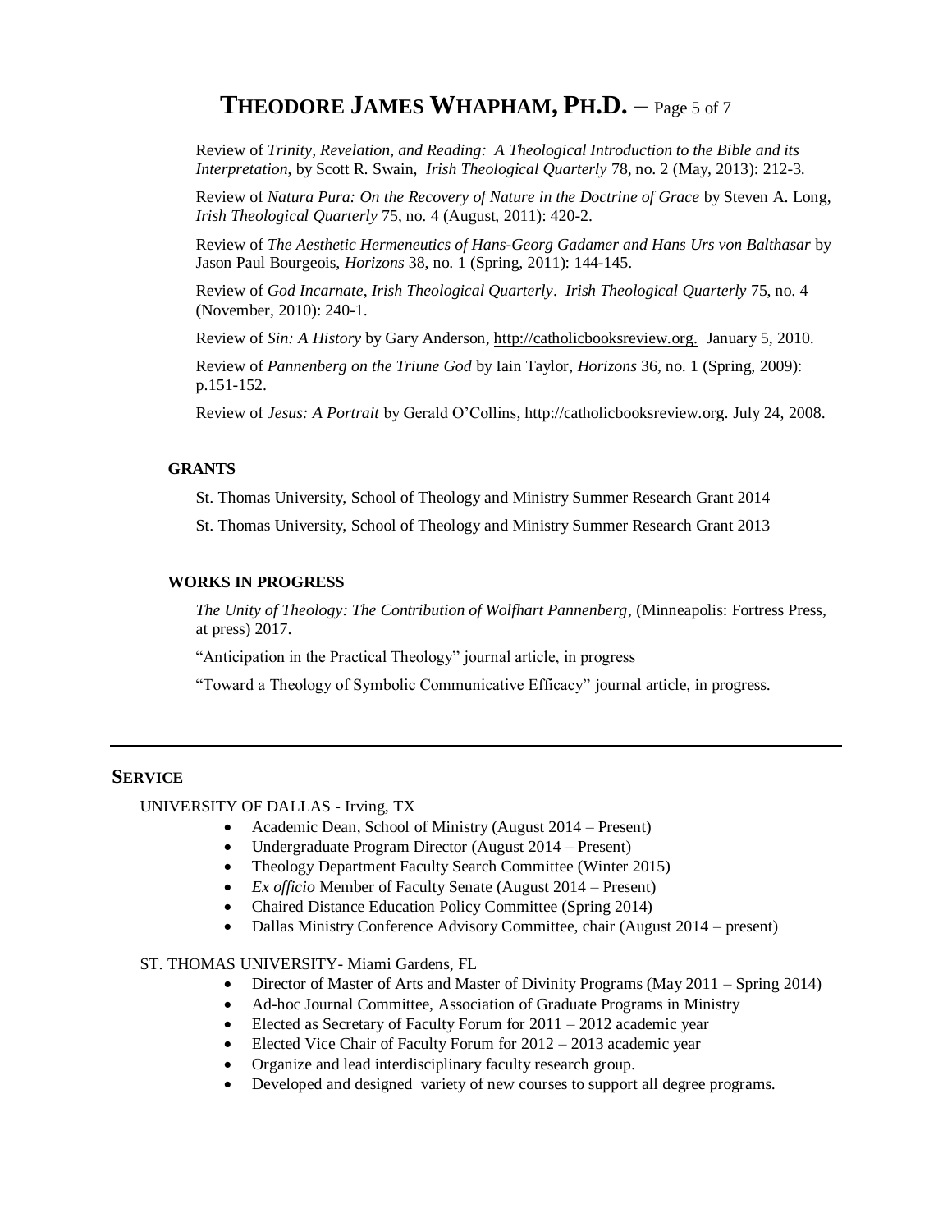Review of *Trinity, Revelation, and Reading: A Theological Introduction to the Bible and its Interpretation*, by Scott R. Swain, *Irish Theological Quarterly* 78, no. 2 (May, 2013): 212-3.

Review of *Natura Pura: On the Recovery of Nature in the Doctrine of Grace* by Steven A. Long, *Irish Theological Quarterly* 75, no. 4 (August, 2011): 420-2.

Review of *The Aesthetic Hermeneutics of Hans-Georg Gadamer and Hans Urs von Balthasar* by Jason Paul Bourgeois, *Horizons* 38, no. 1 (Spring, 2011): 144-145.

Review of *God Incarnate*, *Irish Theological Quarterly*. *Irish Theological Quarterly* 75, no. 4 (November, 2010): 240-1.

Review of *Sin: A History* by Gary Anderson, http://catholicbooksreview.org. January 5, 2010.

Review of *Pannenberg on the Triune God* by Iain Taylor, *Horizons* 36, no. 1 (Spring, 2009): p.151-152.

Review of *Jesus: A Portrait* by Gerald O'Collins, http://catholicbooksreview.org. July 24, 2008.

### GRANTS

St. Thomas University, School of Theology and Ministry Summer Research Grant 2014

St. Thomas University, School of Theology and Ministry Summer Research Grant 2013

### WORKS IN PROGRESS

*The Unity of Theology: The Contribution of Wolfhart Pannenberg*, (Minneapolis: Fortress Press, at press) 2017.

"Anticipation in the Practical Theology" journal article, in progress

"Toward a Theology of Symbolic Communicative Efficacy" journal article, in progress.

---

## SERVICE

UNIVERSITY OF DALLAS - Irving, TX

- Academic Dean, School of Ministry (August 2014 – Present)
- Undergraduate Program Director (August 2014 – Present)
- Theology Department Faculty Search Committee (Winter 2015)
- *Ex officio* Member of Faculty Senate (August 2014 – Present)
- Chaired Distance Education Policy Committee (Spring 2014)
- Dallas Ministry Conference Advisory Committee, chair (August 2014 – present)

ST. THOMAS UNIVERSITY- Miami Gardens, FL

- Director of Master of Arts and Master of Divinity Programs (May 2011 – Spring 2014)
- Ad-hoc Journal Committee, Association of Graduate Programs in Ministry
- Elected as Secretary of Faculty Forum for 2011 – 2012 academic year
- Elected Vice Chair of Faculty Forum for 2012 – 2013 academic year
- Organize and lead interdisciplinary faculty research group.
- Developed and designed variety of new courses to support all degree programs.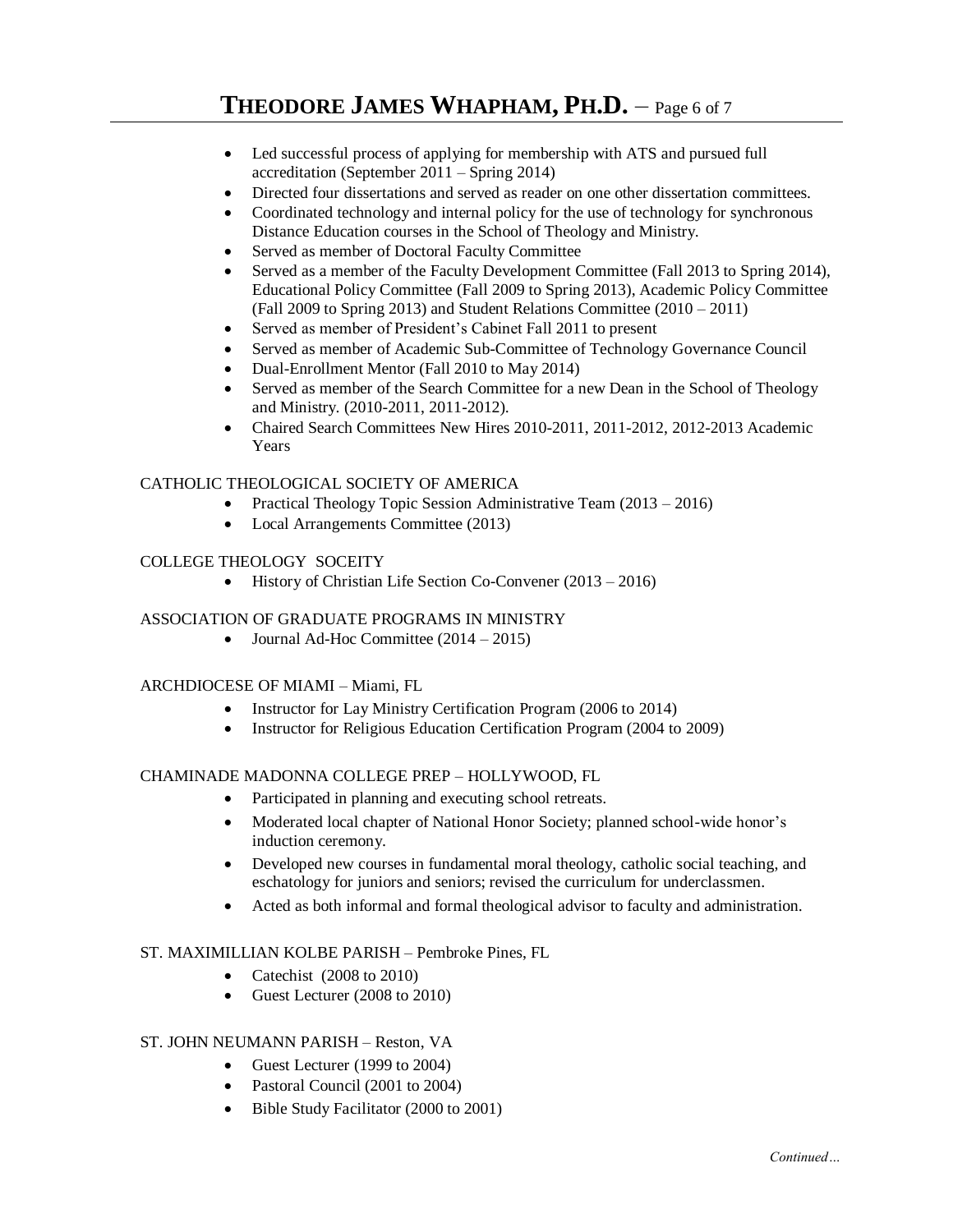- Led successful process of applying for membership with ATS and pursued full accreditation (September 2011 – Spring 2014)
- Directed four dissertations and served as reader on one other dissertation committees.
- Coordinated technology and internal policy for the use of technology for synchronous Distance Education courses in the School of Theology and Ministry.
- Served as member of Doctoral Faculty Committee
- Served as a member of the Faculty Development Committee (Fall 2013 to Spring 2014), Educational Policy Committee (Fall 2009 to Spring 2013), Academic Policy Committee (Fall 2009 to Spring 2013) and Student Relations Committee (2010 – 2011)
- Served as member of President's Cabinet Fall 2011 to present
- Served as member of Academic Sub-Committee of Technology Governance Council
- Dual-Enrollment Mentor (Fall 2010 to May 2014)
- Served as member of the Search Committee for a new Dean in the School of Theology and Ministry. (2010-2011, 2011-2012).
- Chaired Search Committees New Hires 2010-2011, 2011-2012, 2012-2013 Academic Years

CATHOLIC THEOLOGICAL SOCIETY OF AMERICA

- Practical Theology Topic Session Administrative Team (2013 – 2016)
- Local Arrangements Committee (2013)

COLLEGE THEOLOGY SOCEITY

- History of Christian Life Section Co-Convener (2013 – 2016)

ASSOCIATION OF GRADUATE PROGRAMS IN MINISTRY

- Journal Ad-Hoc Committee (2014 – 2015)

ARCHDIOCESE OF MIAMI – Miami, FL

- Instructor for Lay Ministry Certification Program (2006 to 2014)
- Instructor for Religious Education Certification Program (2004 to 2009)

CHAMINADE MADONNA COLLEGE PREP – HOLLYWOOD, FL

- Participated in planning and executing school retreats.
- Moderated local chapter of National Honor Society; planned school-wide honor's induction ceremony.
- Developed new courses in fundamental moral theology, catholic social teaching, and eschatology for juniors and seniors; revised the curriculum for underclassmen.
- Acted as both informal and formal theological advisor to faculty and administration.

ST. MAXIMILLIAN KOLBE PARISH – Pembroke Pines, FL

- Catechist (2008 to 2010)
- Guest Lecturer (2008 to 2010)

ST. JOHN NEUMANN PARISH – Reston, VA

- Guest Lecturer (1999 to 2004)
- Pastoral Council (2001 to 2004)
- Bible Study Facilitator (2000 to 2001)

*Continued…*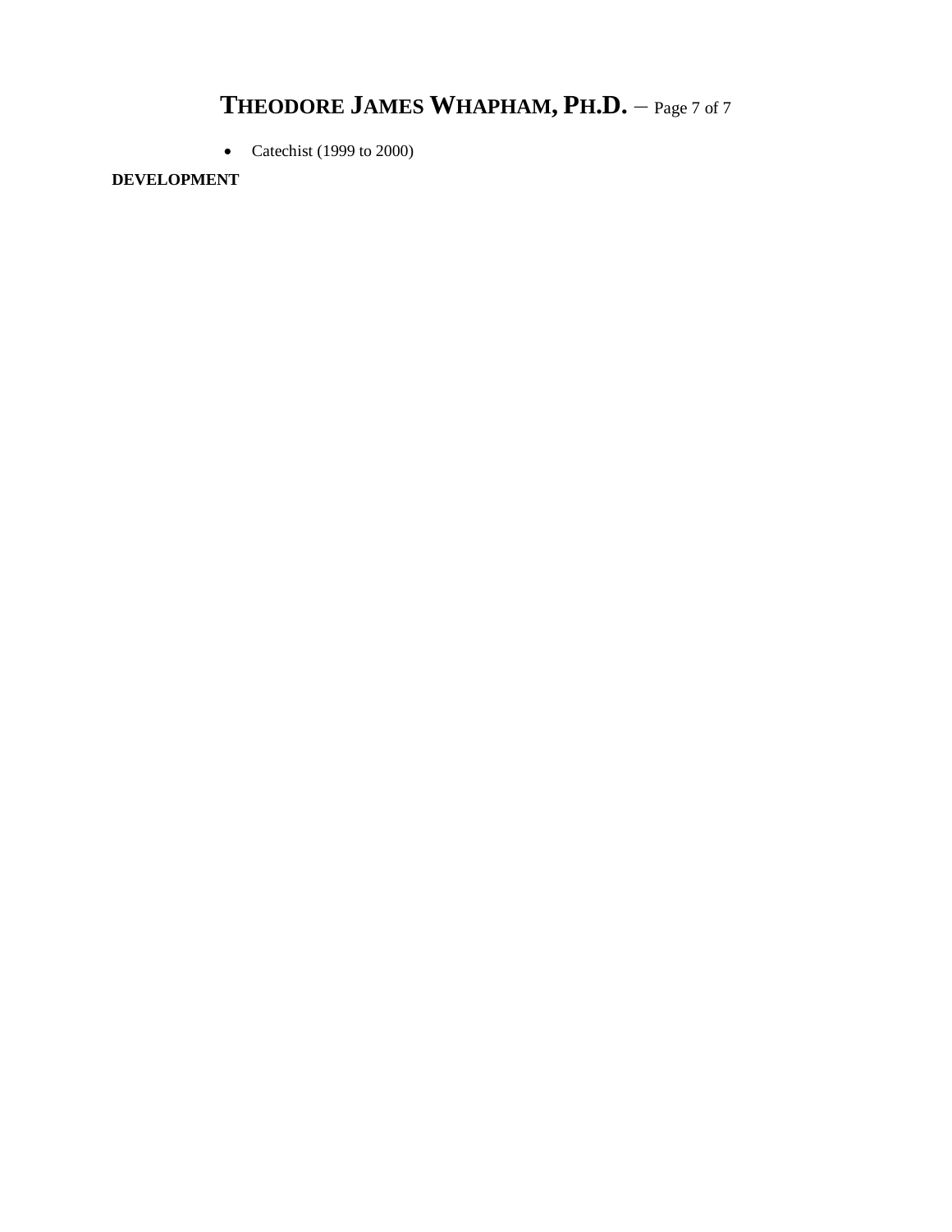- Catechist (1999 to 2000)

**DEVELOPMENT**